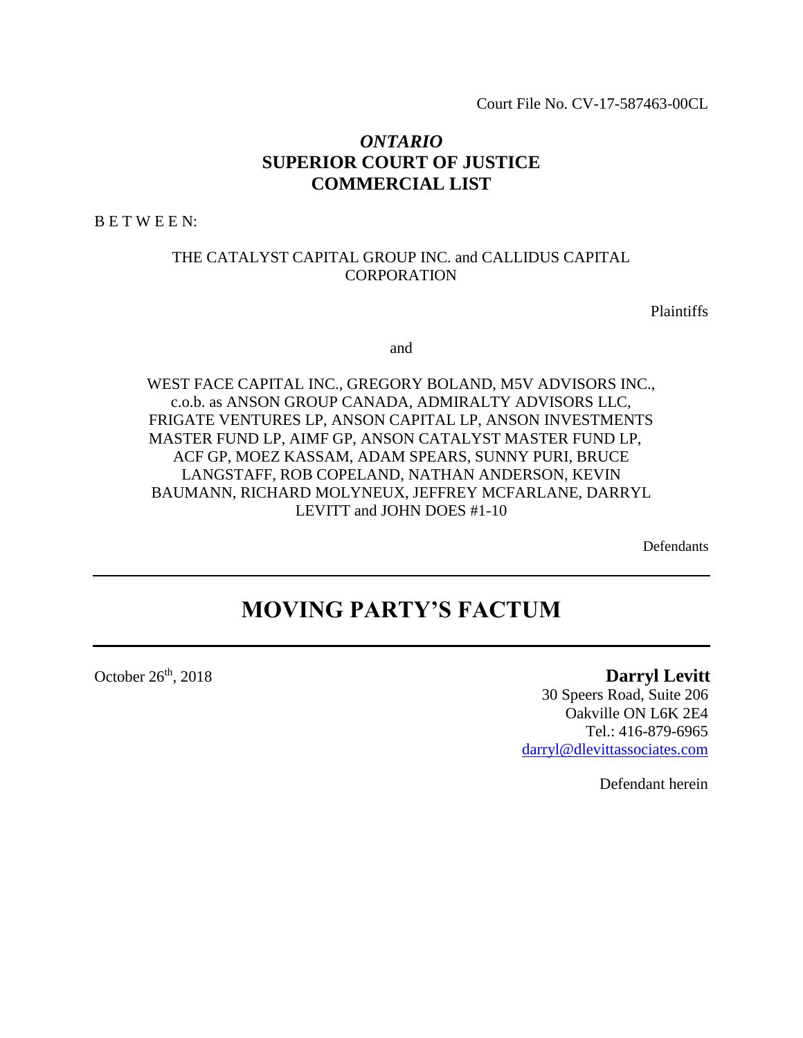Court File No. CV-17-587463-00CL

*ONTARIO*
**SUPERIOR COURT OF JUSTICE**
**COMMERCIAL LIST**

B E T W E E N:

THE CATALYST CAPITAL GROUP INC. and CALLIDUS CAPITAL CORPORATION

Plaintiffs

and

WEST FACE CAPITAL INC., GREGORY BOLAND, M5V ADVISORS INC., c.o.b. as ANSON GROUP CANADA, ADMIRALTY ADVISORS LLC, FRIGATE VENTURES LP, ANSON CAPITAL LP, ANSON INVESTMENTS MASTER FUND LP, AIMF GP, ANSON CATALYST MASTER FUND LP, ACF GP, MOEZ KASSAM, ADAM SPEARS, SUNNY PURI, BRUCE LANGSTAFF, ROB COPELAND, NATHAN ANDERSON, KEVIN BAUMANN, RICHARD MOLYNEUX, JEFFREY MCFARLANE, DARRYL LEVITT and JOHN DOES #1-10

Defendants

---

# MOVING PARTY'S FACTUM

---

October 26th, 2018

**Darryl Levitt**
30 Speers Road, Suite 206
Oakville ON L6K 2E4
Tel.: 416-879-6965
darryl@dlevittassociates.com

Defendant herein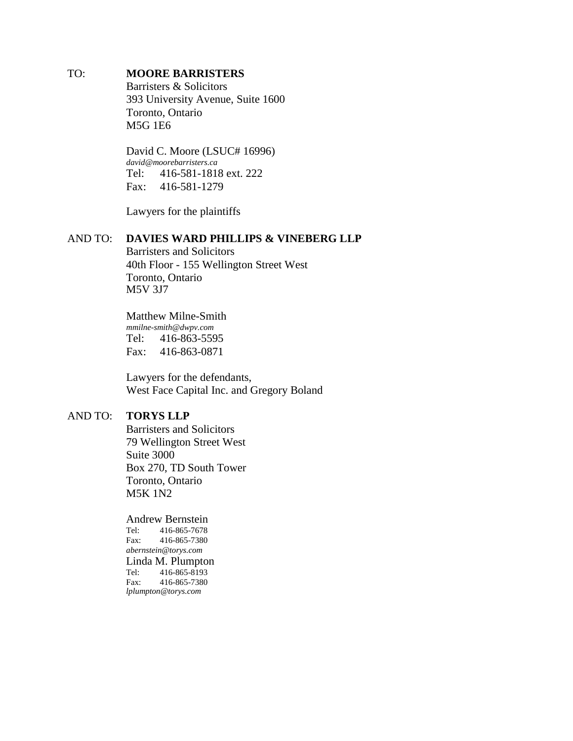TO: **MOORE BARRISTERS**
Barristers & Solicitors
393 University Avenue, Suite 1600
Toronto, Ontario
M5G 1E6

David C. Moore (LSUC# 16996)
*david@moorebarristers.ca*
Tel: 416-581-1818 ext. 222
Fax: 416-581-1279

Lawyers for the plaintiffs

AND TO: **DAVIES WARD PHILLIPS & VINEBERG LLP**
Barristers and Solicitors
40th Floor - 155 Wellington Street West
Toronto, Ontario
M5V 3J7

Matthew Milne-Smith
*mmilne-smith@dwpv.com*
Tel: 416-863-5595
Fax: 416-863-0871

Lawyers for the defendants,
West Face Capital Inc. and Gregory Boland

AND TO: **TORYS LLP**
Barristers and Solicitors
79 Wellington Street West
Suite 3000
Box 270, TD South Tower
Toronto, Ontario
M5K 1N2

Andrew Bernstein
Tel: 416-865-7678
Fax: 416-865-7380
*abernstein@torys.com*
Linda M. Plumpton
Tel: 416-865-8193
Fax: 416-865-7380
*lplumpton@torys.com*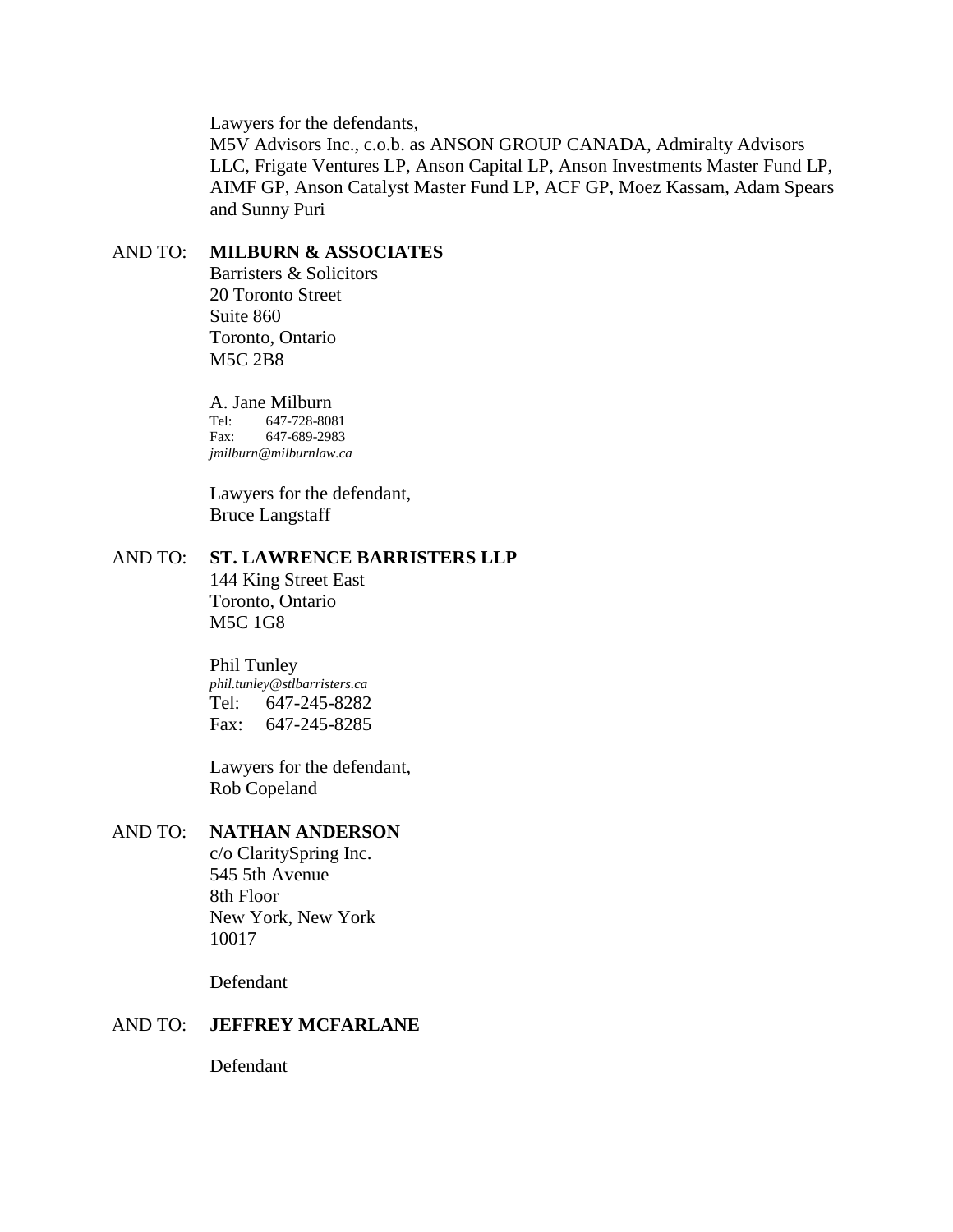Lawyers for the defendants,
M5V Advisors Inc., c.o.b. as ANSON GROUP CANADA, Admiralty Advisors LLC, Frigate Ventures LP, Anson Capital LP, Anson Investments Master Fund LP, AIMF GP, Anson Catalyst Master Fund LP, ACF GP, Moez Kassam, Adam Spears and Sunny Puri

AND TO: **MILBURN & ASSOCIATES**
Barristers & Solicitors
20 Toronto Street
Suite 860
Toronto, Ontario
M5C 2B8

A. Jane Milburn
Tel: 647-728-8081
Fax: 647-689-2983
*jmilburn@milburnlaw.ca*

Lawyers for the defendant,
Bruce Langstaff

AND TO: **ST. LAWRENCE BARRISTERS LLP**
144 King Street East
Toronto, Ontario
M5C 1G8

Phil Tunley
*phil.tunley@stlbarristers.ca*
Tel: 647-245-8282
Fax: 647-245-8285

Lawyers for the defendant,
Rob Copeland

AND TO: **NATHAN ANDERSON**
c/o ClaritySpring Inc.
545 5th Avenue
8th Floor
New York, New York
10017

Defendant

AND TO: **JEFFREY MCFARLANE**

Defendant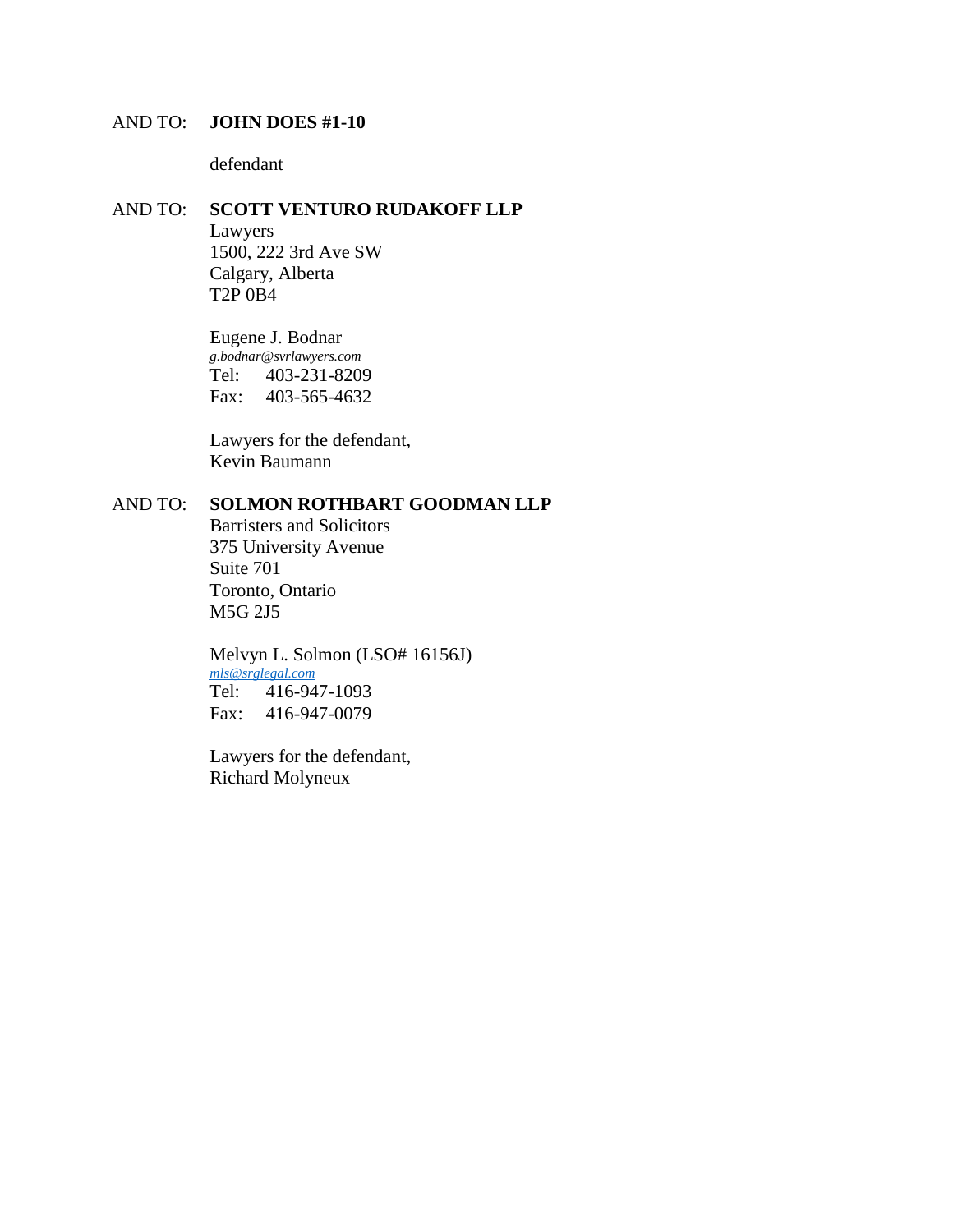AND TO: **JOHN DOES #1-10**

defendant

AND TO: **SCOTT VENTURO RUDAKOFF LLP**
Lawyers
1500, 222 3rd Ave SW
Calgary, Alberta
T2P 0B4

Eugene J. Bodnar
*g.bodnar@svrlawyers.com*
Tel: 403-231-8209
Fax: 403-565-4632

Lawyers for the defendant,
Kevin Baumann

AND TO: **SOLMON ROTHBART GOODMAN LLP**
Barristers and Solicitors
375 University Avenue
Suite 701
Toronto, Ontario
M5G 2J5

Melvyn L. Solmon (LSO# 16156J)
*mls@srglegal.com*
Tel: 416-947-1093
Fax: 416-947-0079

Lawyers for the defendant,
Richard Molyneux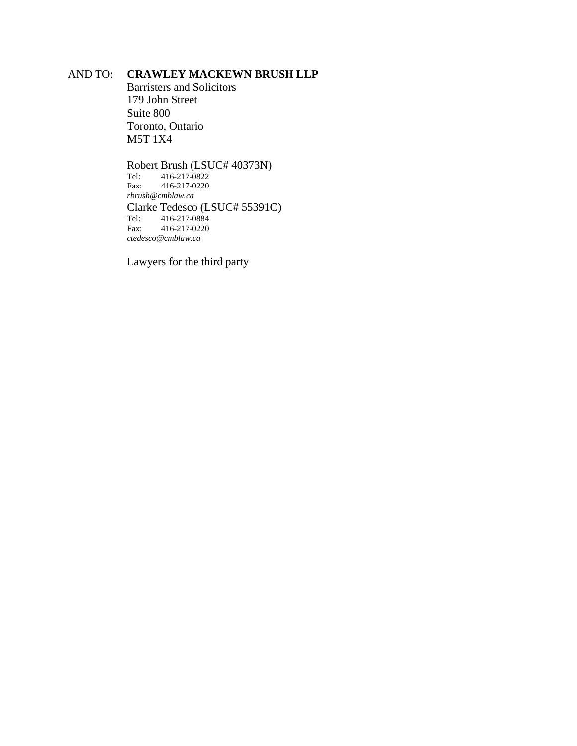AND TO: **CRAWLEY MACKEWN BRUSH LLP**
Barristers and Solicitors
179 John Street
Suite 800
Toronto, Ontario
M5T 1X4

Robert Brush (LSUC# 40373N)
Tel: 416-217-0822
Fax: 416-217-0220
*rbrush@cmblaw.ca*
Clarke Tedesco (LSUC# 55391C)
Tel: 416-217-0884
Fax: 416-217-0220
*ctedesco@cmblaw.ca*

Lawyers for the third party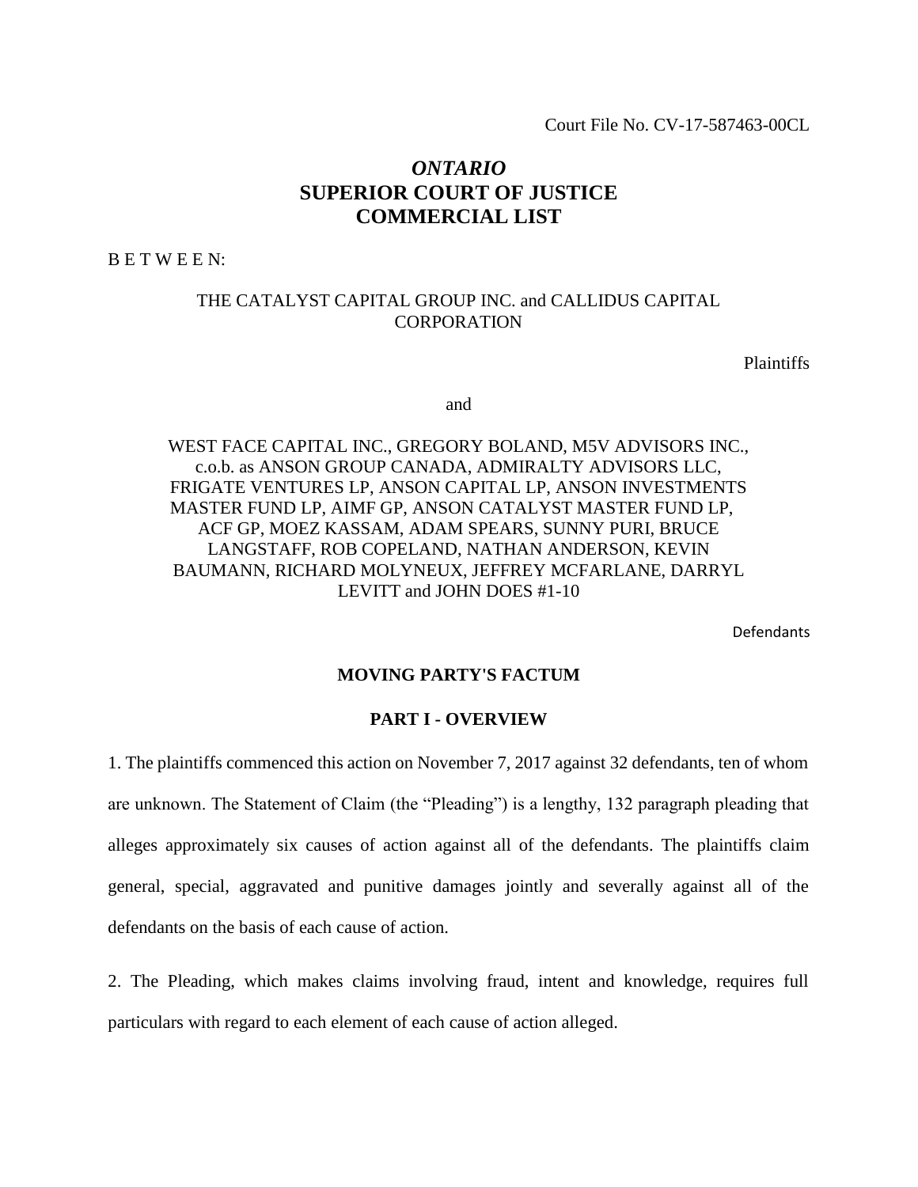Court File No. CV-17-587463-00CL

# *ONTARIO*
# SUPERIOR COURT OF JUSTICE
# COMMERCIAL LIST

B E T W E E N:

THE CATALYST CAPITAL GROUP INC. and CALLIDUS CAPITAL CORPORATION

Plaintiffs

and

WEST FACE CAPITAL INC., GREGORY BOLAND, M5V ADVISORS INC., c.o.b. as ANSON GROUP CANADA, ADMIRALTY ADVISORS LLC, FRIGATE VENTURES LP, ANSON CAPITAL LP, ANSON INVESTMENTS MASTER FUND LP, AIMF GP, ANSON CATALYST MASTER FUND LP, ACF GP, MOEZ KASSAM, ADAM SPEARS, SUNNY PURI, BRUCE LANGSTAFF, ROB COPELAND, NATHAN ANDERSON, KEVIN BAUMANN, RICHARD MOLYNEUX, JEFFREY MCFARLANE, DARRYL LEVITT and JOHN DOES #1-10

Defendants

## MOVING PARTY'S FACTUM

## PART I - OVERVIEW

1. The plaintiffs commenced this action on November 7, 2017 against 32 defendants, ten of whom are unknown. The Statement of Claim (the "Pleading") is a lengthy, 132 paragraph pleading that alleges approximately six causes of action against all of the defendants. The plaintiffs claim general, special, aggravated and punitive damages jointly and severally against all of the defendants on the basis of each cause of action.

2. The Pleading, which makes claims involving fraud, intent and knowledge, requires full particulars with regard to each element of each cause of action alleged.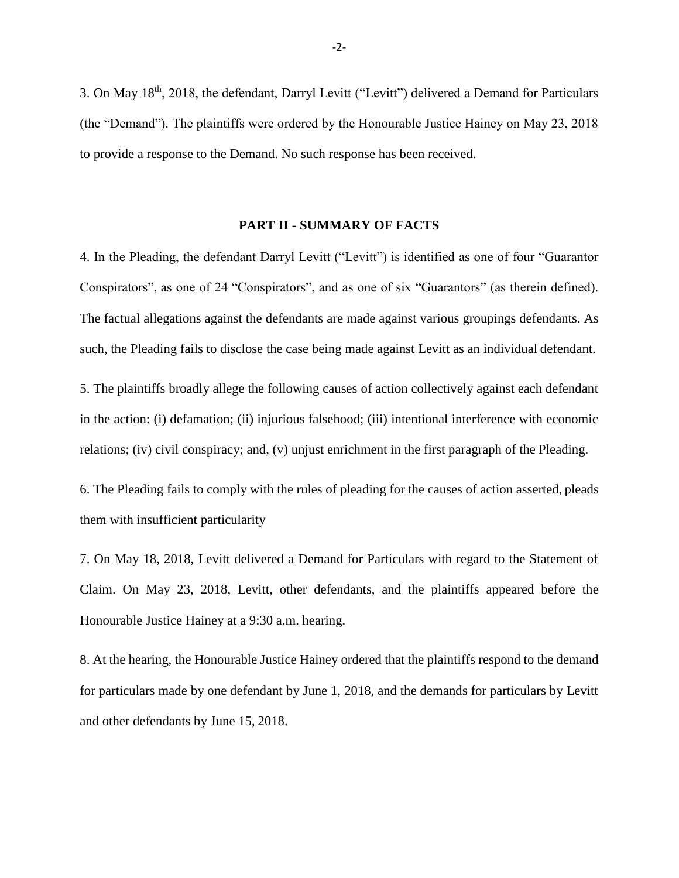3. On May 18th, 2018, the defendant, Darryl Levitt ("Levitt") delivered a Demand for Particulars (the "Demand"). The plaintiffs were ordered by the Honourable Justice Hainey on May 23, 2018 to provide a response to the Demand. No such response has been received.

## PART II - SUMMARY OF FACTS

4. In the Pleading, the defendant Darryl Levitt ("Levitt") is identified as one of four "Guarantor Conspirators", as one of 24 "Conspirators", and as one of six "Guarantors" (as therein defined). The factual allegations against the defendants are made against various groupings defendants. As such, the Pleading fails to disclose the case being made against Levitt as an individual defendant.

5. The plaintiffs broadly allege the following causes of action collectively against each defendant in the action: (i) defamation; (ii) injurious falsehood; (iii) intentional interference with economic relations; (iv) civil conspiracy; and, (v) unjust enrichment in the first paragraph of the Pleading.

6. The Pleading fails to comply with the rules of pleading for the causes of action asserted, pleads them with insufficient particularity

7. On May 18, 2018, Levitt delivered a Demand for Particulars with regard to the Statement of Claim. On May 23, 2018, Levitt, other defendants, and the plaintiffs appeared before the Honourable Justice Hainey at a 9:30 a.m. hearing.

8. At the hearing, the Honourable Justice Hainey ordered that the plaintiffs respond to the demand for particulars made by one defendant by June 1, 2018, and the demands for particulars by Levitt and other defendants by June 15, 2018.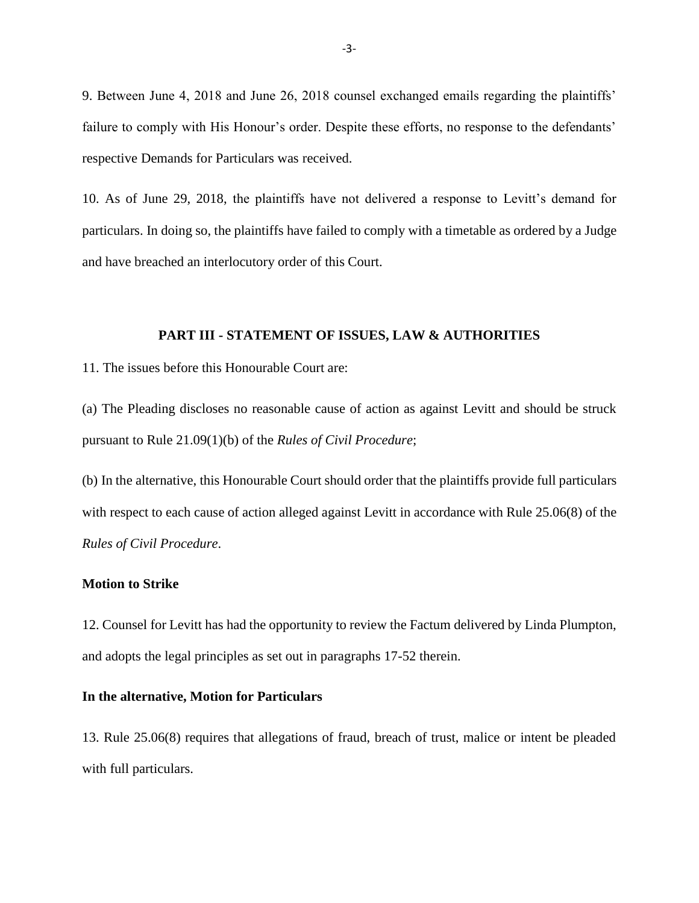9. Between June 4, 2018 and June 26, 2018 counsel exchanged emails regarding the plaintiffs' failure to comply with His Honour's order. Despite these efforts, no response to the defendants' respective Demands for Particulars was received.

10. As of June 29, 2018, the plaintiffs have not delivered a response to Levitt's demand for particulars. In doing so, the plaintiffs have failed to comply with a timetable as ordered by a Judge and have breached an interlocutory order of this Court.

## PART III - STATEMENT OF ISSUES, LAW & AUTHORITIES

11. The issues before this Honourable Court are:

(a) The Pleading discloses no reasonable cause of action as against Levitt and should be struck pursuant to Rule 21.09(1)(b) of the *Rules of Civil Procedure*;

(b) In the alternative, this Honourable Court should order that the plaintiffs provide full particulars with respect to each cause of action alleged against Levitt in accordance with Rule 25.06(8) of the *Rules of Civil Procedure*.

### Motion to Strike

12. Counsel for Levitt has had the opportunity to review the Factum delivered by Linda Plumpton, and adopts the legal principles as set out in paragraphs 17-52 therein.

### In the alternative, Motion for Particulars

13. Rule 25.06(8) requires that allegations of fraud, breach of trust, malice or intent be pleaded with full particulars.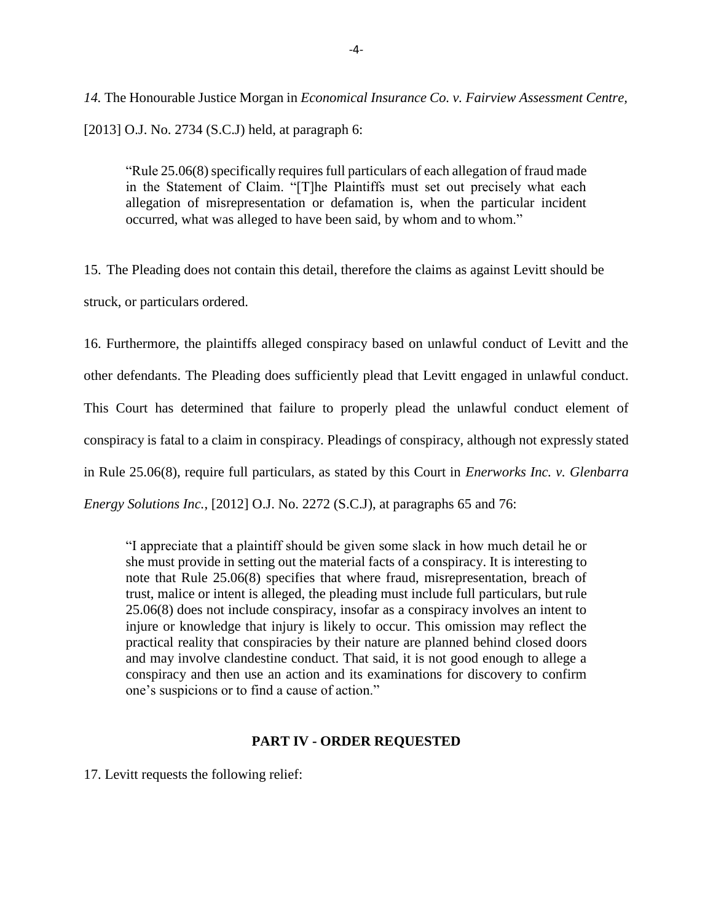*14.* The Honourable Justice Morgan in *Economical Insurance Co. v. Fairview Assessment Centre*, [2013] O.J. No. 2734 (S.C.J) held, at paragraph 6:

> "Rule 25.06(8) specifically requires full particulars of each allegation of fraud made in the Statement of Claim. "[T]he Plaintiffs must set out precisely what each allegation of misrepresentation or defamation is, when the particular incident occurred, what was alleged to have been said, by whom and to whom."

15. The Pleading does not contain this detail, therefore the claims as against Levitt should be struck, or particulars ordered.

16. Furthermore, the plaintiffs alleged conspiracy based on unlawful conduct of Levitt and the other defendants. The Pleading does sufficiently plead that Levitt engaged in unlawful conduct. This Court has determined that failure to properly plead the unlawful conduct element of conspiracy is fatal to a claim in conspiracy. Pleadings of conspiracy, although not expressly stated in Rule 25.06(8), require full particulars, as stated by this Court in *Enerworks Inc. v. Glenbarra Energy Solutions Inc.*, [2012] O.J. No. 2272 (S.C.J), at paragraphs 65 and 76:

> "I appreciate that a plaintiff should be given some slack in how much detail he or she must provide in setting out the material facts of a conspiracy. It is interesting to note that Rule 25.06(8) specifies that where fraud, misrepresentation, breach of trust, malice or intent is alleged, the pleading must include full particulars, but rule 25.06(8) does not include conspiracy, insofar as a conspiracy involves an intent to injure or knowledge that injury is likely to occur. This omission may reflect the practical reality that conspiracies by their nature are planned behind closed doors and may involve clandestine conduct. That said, it is not good enough to allege a conspiracy and then use an action and its examinations for discovery to confirm one's suspicions or to find a cause of action."

## PART IV - ORDER REQUESTED

17. Levitt requests the following relief: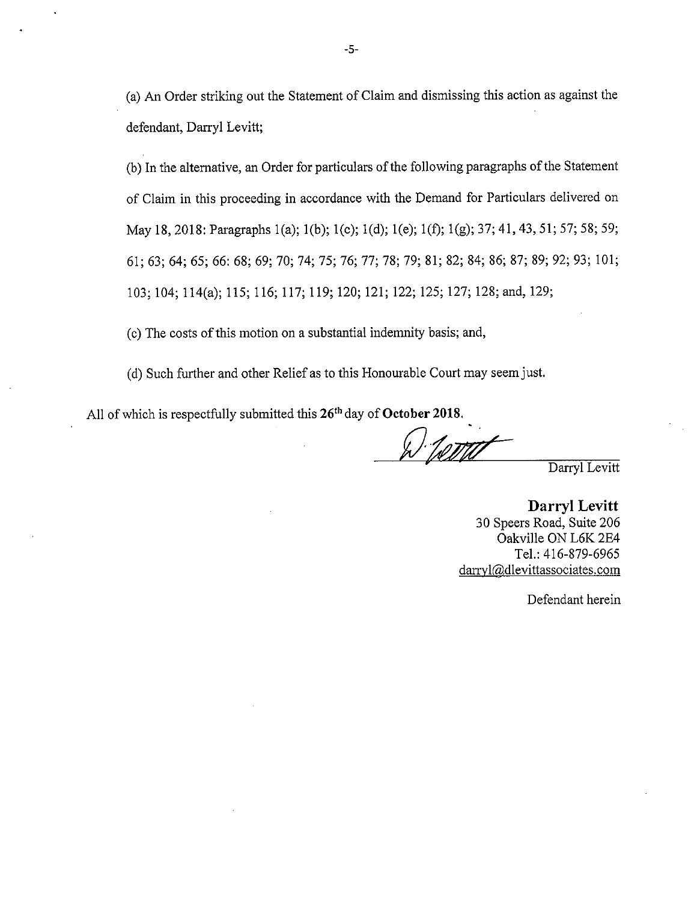(a) An Order striking out the Statement of Claim and dismissing this action as against the defendant, Darryl Levitt;

(b) In the alternative, an Order for particulars of the following paragraphs of the Statement of Claim in this proceeding in accordance with the Demand for Particulars delivered on May 18, 2018: Paragraphs 1(a); 1(b); 1(c); 1(d); 1(e); 1(f); 1(g); 37; 41, 43, 51; 57; 58; 59; 61; 63; 64; 65; 66: 68; 69; 70; 74; 75; 76; 77; 78; 79; 81; 82; 84; 86; 87; 89; 92; 93; 101; 103; 104; 114(a); 115; 116; 117; 119; 120; 121; 122; 125; 127; 128; and, 129;

(c) The costs of this motion on a substantial indemnity basis; and,

(d) Such further and other Relief as to this Honourable Court may seem just.

All of which is respectfully submitted this 26th day of **October 2018.**

Darryl Levitt

**Darryl Levitt**
30 Speers Road, Suite 206
Oakville ON L6K 2E4
Tel.: 416-879-6965
darryl@dlevittassociates.com

Defendant herein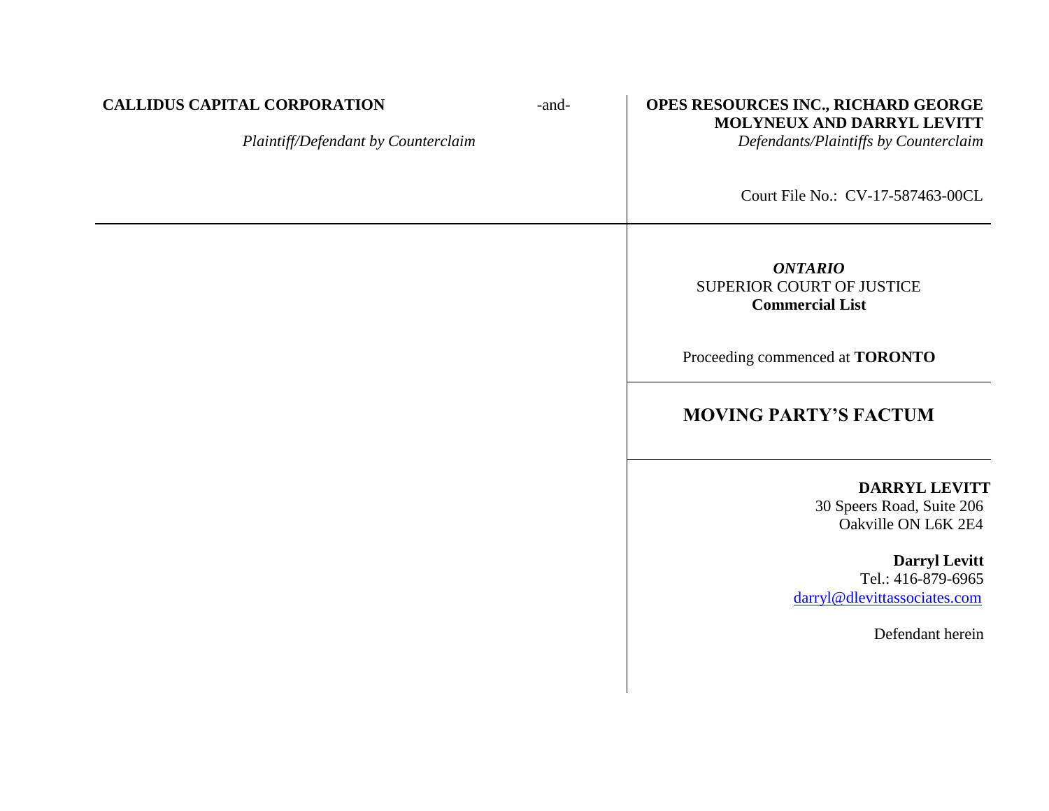**CALLIDUS CAPITAL CORPORATION**

*Plaintiff/Defendant by Counterclaim*

-and-

**OPES RESOURCES INC., RICHARD GEORGE MOLYNEUX AND DARRYL LEVITT**

*Defendants/Plaintiffs by Counterclaim*

Court File No.: CV-17-587463-00CL

***ONTARIO***
SUPERIOR COURT OF JUSTICE
**Commercial List**

Proceeding commenced at **TORONTO**

## MOVING PARTY'S FACTUM

**DARRYL LEVITT**
30 Speers Road, Suite 206
Oakville ON L6K 2E4

**Darryl Levitt**
Tel.: 416-879-6965
darryl@dlevittassociates.com

Defendant herein